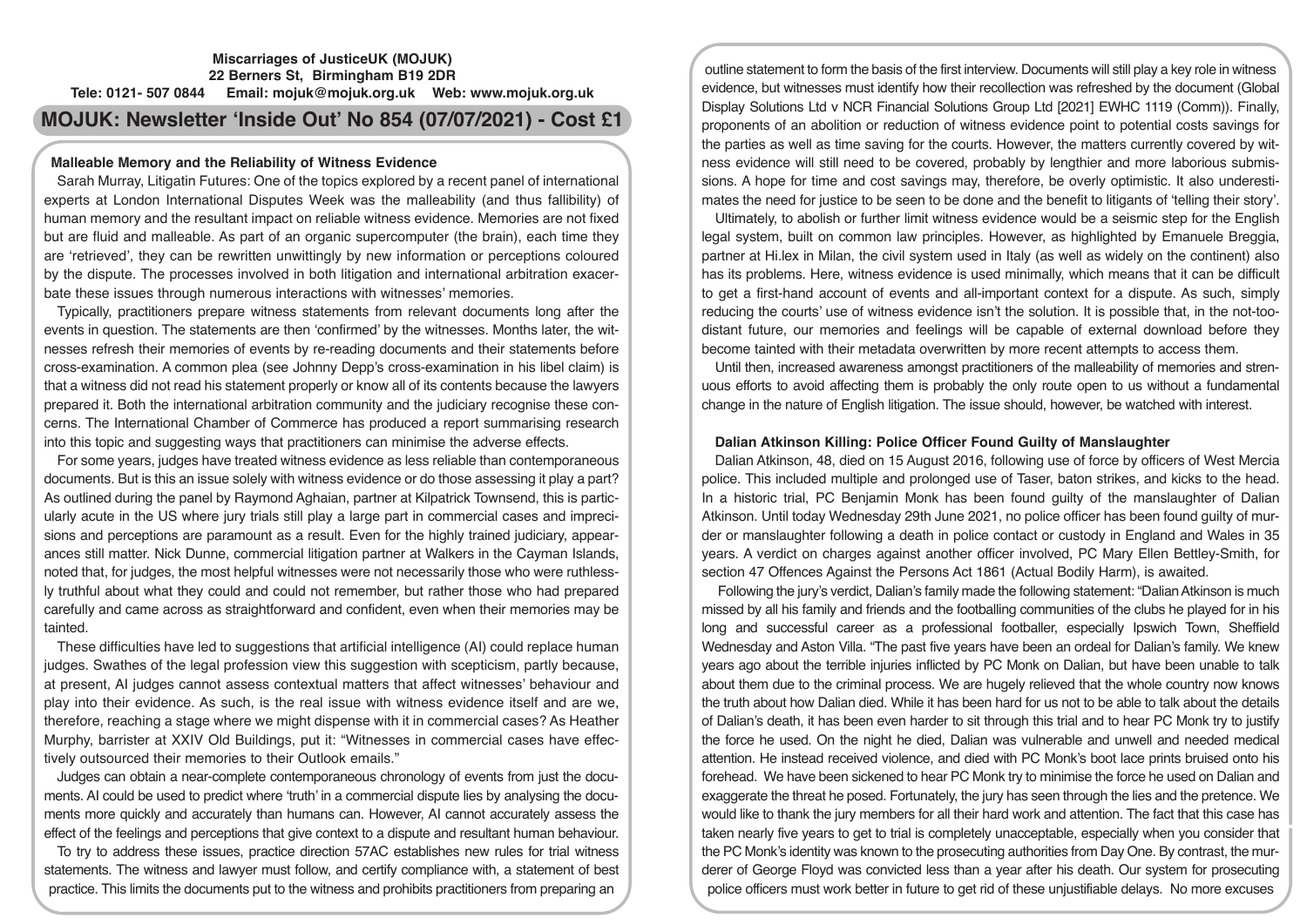**Miscarriages of JusticeUK (MOJUK)**
**22 Berners St, Birmingham B19 2DR**
**Tele: 0121- 507 0844 Email: mojuk@mojuk.org.uk Web: www.mojuk.org.uk**

# MOJUK: Newsletter 'Inside Out' No 854 (07/07/2021) - Cost £1

## Malleable Memory and the Reliability of Witness Evidence

Sarah Murray, Litigatin Futures: One of the topics explored by a recent panel of international experts at London International Disputes Week was the malleability (and thus fallibility) of human memory and the resultant impact on reliable witness evidence. Memories are not fixed but are fluid and malleable. As part of an organic supercomputer (the brain), each time they are 'retrieved', they can be rewritten unwittingly by new information or perceptions coloured by the dispute. The processes involved in both litigation and international arbitration exacerbate these issues through numerous interactions with witnesses' memories.

Typically, practitioners prepare witness statements from relevant documents long after the events in question. The statements are then 'confirmed' by the witnesses. Months later, the witnesses refresh their memories of events by re-reading documents and their statements before cross-examination. A common plea (see Johnny Depp's cross-examination in his libel claim) is that a witness did not read his statement properly or know all of its contents because the lawyers prepared it. Both the international arbitration community and the judiciary recognise these concerns. The International Chamber of Commerce has produced a report summarising research into this topic and suggesting ways that practitioners can minimise the adverse effects.

For some years, judges have treated witness evidence as less reliable than contemporaneous documents. But is this an issue solely with witness evidence or do those assessing it play a part? As outlined during the panel by Raymond Aghaian, partner at Kilpatrick Townsend, this is particularly acute in the US where jury trials still play a large part in commercial cases and imprecisions and perceptions are paramount as a result. Even for the highly trained judiciary, appearances still matter. Nick Dunne, commercial litigation partner at Walkers in the Cayman Islands, noted that, for judges, the most helpful witnesses were not necessarily those who were ruthlessly truthful about what they could and could not remember, but rather those who had prepared carefully and came across as straightforward and confident, even when their memories may be tainted.

These difficulties have led to suggestions that artificial intelligence (AI) could replace human judges. Swathes of the legal profession view this suggestion with scepticism, partly because, at present, AI judges cannot assess contextual matters that affect witnesses' behaviour and play into their evidence. As such, is the real issue with witness evidence itself and are we, therefore, reaching a stage where we might dispense with it in commercial cases? As Heather Murphy, barrister at XXIV Old Buildings, put it: "Witnesses in commercial cases have effectively outsourced their memories to their Outlook emails."

Judges can obtain a near-complete contemporaneous chronology of events from just the documents. AI could be used to predict where 'truth' in a commercial dispute lies by analysing the documents more quickly and accurately than humans can. However, AI cannot accurately assess the effect of the feelings and perceptions that give context to a dispute and resultant human behaviour.

To try to address these issues, practice direction 57AC establishes new rules for trial witness statements. The witness and lawyer must follow, and certify compliance with, a statement of best practice. This limits the documents put to the witness and prohibits practitioners from preparing an outline statement to form the basis of the first interview. Documents will still play a key role in witness evidence, but witnesses must identify how their recollection was refreshed by the document (Global Display Solutions Ltd v NCR Financial Solutions Group Ltd [2021] EWHC 1119 (Comm)). Finally, proponents of an abolition or reduction of witness evidence point to potential costs savings for the parties as well as time saving for the courts. However, the matters currently covered by witness evidence will still need to be covered, probably by lengthier and more laborious submissions. A hope for time and cost savings may, therefore, be overly optimistic. It also underestimates the need for justice to be seen to be done and the benefit to litigants of 'telling their story'.

Ultimately, to abolish or further limit witness evidence would be a seismic step for the English legal system, built on common law principles. However, as highlighted by Emanuele Breggia, partner at Hi.lex in Milan, the civil system used in Italy (as well as widely on the continent) also has its problems. Here, witness evidence is used minimally, which means that it can be difficult to get a first-hand account of events and all-important context for a dispute. As such, simply reducing the courts' use of witness evidence isn't the solution. It is possible that, in the not-too-distant future, our memories and feelings will be capable of external download before they become tainted with their metadata overwritten by more recent attempts to access them.

Until then, increased awareness amongst practitioners of the malleability of memories and strenuous efforts to avoid affecting them is probably the only route open to us without a fundamental change in the nature of English litigation. The issue should, however, be watched with interest.

## Dalian Atkinson Killing: Police Officer Found Guilty of Manslaughter

Dalian Atkinson, 48, died on 15 August 2016, following use of force by officers of West Mercia police. This included multiple and prolonged use of Taser, baton strikes, and kicks to the head. In a historic trial, PC Benjamin Monk has been found guilty of the manslaughter of Dalian Atkinson. Until today Wednesday 29th June 2021, no police officer has been found guilty of murder or manslaughter following a death in police contact or custody in England and Wales in 35 years. A verdict on charges against another officer involved, PC Mary Ellen Bettley-Smith, for section 47 Offences Against the Persons Act 1861 (Actual Bodily Harm), is awaited.

Following the jury's verdict, Dalian's family made the following statement: "Dalian Atkinson is much missed by all his family and friends and the footballing communities of the clubs he played for in his long and successful career as a professional footballer, especially Ipswich Town, Sheffield Wednesday and Aston Villa. "The past five years have been an ordeal for Dalian's family. We knew years ago about the terrible injuries inflicted by PC Monk on Dalian, but have been unable to talk about them due to the criminal process. We are hugely relieved that the whole country now knows the truth about how Dalian died. While it has been hard for us not to be able to talk about the details of Dalian's death, it has been even harder to sit through this trial and to hear PC Monk try to justify the force he used. On the night he died, Dalian was vulnerable and unwell and needed medical attention. He instead received violence, and died with PC Monk's boot lace prints bruised onto his forehead. We have been sickened to hear PC Monk try to minimise the force he used on Dalian and exaggerate the threat he posed. Fortunately, the jury has seen through the lies and the pretence. We would like to thank the jury members for all their hard work and attention. The fact that this case has taken nearly five years to get to trial is completely unacceptable, especially when you consider that the PC Monk's identity was known to the prosecuting authorities from Day One. By contrast, the murderer of George Floyd was convicted less than a year after his death. Our system for prosecuting police officers must work better in future to get rid of these unjustifiable delays. No more excuses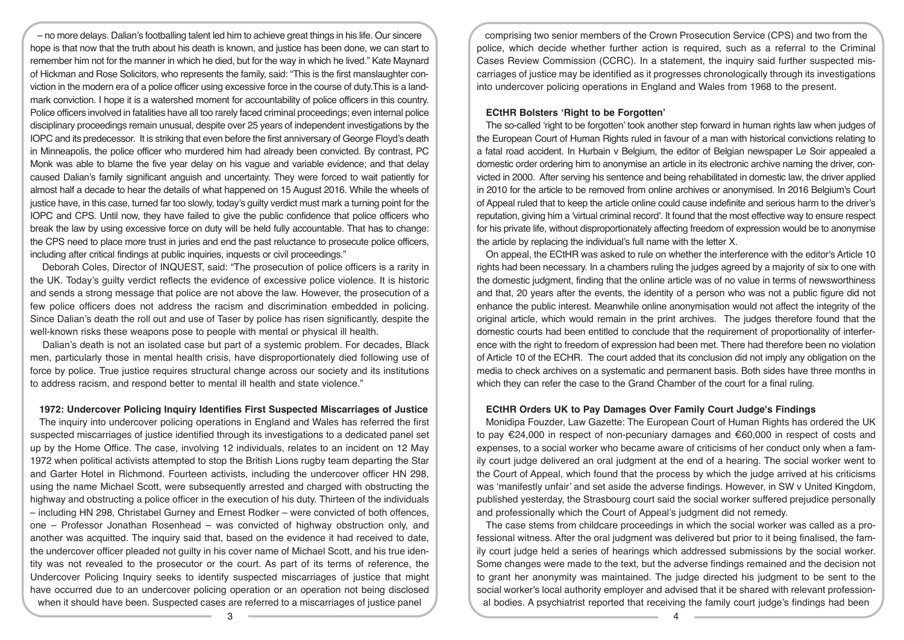– no more delays. Dalian's footballing talent led him to achieve great things in his life. Our sincere hope is that now that the truth about his death is known, and justice has been done, we can start to remember him not for the manner in which he died, but for the way in which he lived." Kate Maynard of Hickman and Rose Solicitors, who represents the family, said: "This is the first manslaughter conviction in the modern era of a police officer using excessive force in the course of duty.This is a landmark conviction. I hope it is a watershed moment for accountability of police officers in this country. Police officers involved in fatalities have all too rarely faced criminal proceedings; even internal police disciplinary proceedings remain unusual, despite over 25 years of independent investigations by the IOPC and its predecessor. It is striking that even before the first anniversary of George Floyd's death in Minneapolis, the police officer who murdered him had already been convicted. By contrast, PC Monk was able to blame the five year delay on his vague and variable evidence; and that delay caused Dalian's family significant anguish and uncertainty. They were forced to wait patiently for almost half a decade to hear the details of what happened on 15 August 2016. While the wheels of justice have, in this case, turned far too slowly, today's guilty verdict must mark a turning point for the IOPC and CPS. Until now, they have failed to give the public confidence that police officers who break the law by using excessive force on duty will be held fully accountable. That has to change: the CPS need to place more trust in juries and end the past reluctance to prosecute police officers, including after critical findings at public inquiries, inquests or civil proceedings."

Deborah Coles, Director of INQUEST, said: "The prosecution of police officers is a rarity in the UK. Today's guilty verdict reflects the evidence of excessive police violence. It is historic and sends a strong message that police are not above the law. However, the prosecution of a few police officers does not address the racism and discrimination embedded in policing. Since Dalian's death the roll out and use of Taser by police has risen significantly, despite the well-known risks these weapons pose to people with mental or physical ill health.

Dalian's death is not an isolated case but part of a systemic problem. For decades, Black men, particularly those in mental health crisis, have disproportionately died following use of force by police. True justice requires structural change across our society and its institutions to address racism, and respond better to mental ill health and state violence."

### 1972: Undercover Policing Inquiry Identifies First Suspected Miscarriages of Justice

The inquiry into undercover policing operations in England and Wales has referred the first suspected miscarriages of justice identified through its investigations to a dedicated panel set up by the Home Office. The case, involving 12 individuals, relates to an incident on 12 May 1972 when political activists attempted to stop the British Lions rugby team departing the Star and Garter Hotel in Richmond. Fourteen activists, including the undercover officer HN 298, using the name Michael Scott, were subsequently arrested and charged with obstructing the highway and obstructing a police officer in the execution of his duty. Thirteen of the individuals – including HN 298, Christabel Gurney and Ernest Rodker – were convicted of both offences, one – Professor Jonathan Rosenhead – was convicted of highway obstruction only, and another was acquitted. The inquiry said that, based on the evidence it had received to date, the undercover officer pleaded not guilty in his cover name of Michael Scott, and his true identity was not revealed to the prosecutor or the court. As part of its terms of reference, the Undercover Policing Inquiry seeks to identify suspected miscarriages of justice that might have occurred due to an undercover policing operation or an operation not being disclosed when it should have been. Suspected cases are referred to a miscarriages of justice panel comprising two senior members of the Crown Prosecution Service (CPS) and two from the police, which decide whether further action is required, such as a referral to the Criminal Cases Review Commission (CCRC). In a statement, the inquiry said further suspected miscarriages of justice may be identified as it progresses chronologically through its investigations into undercover policing operations in England and Wales from 1968 to the present.

### ECtHR Bolsters 'Right to be Forgotten'

The so-called 'right to be forgotten' took another step forward in human rights law when judges of the European Court of Human Rights ruled in favour of a man with historical convictions relating to a fatal road accident. In Hurbain v Belgium, the editor of Belgian newspaper Le Soir appealed a domestic order ordering him to anonymise an article in its electronic archive naming the driver, convicted in 2000. After serving his sentence and being rehabilitated in domestic law, the driver applied in 2010 for the article to be removed from online archives or anonymised. In 2016 Belgium's Court of Appeal ruled that to keep the article online could cause indefinite and serious harm to the driver's reputation, giving him a 'virtual criminal record'. It found that the most effective way to ensure respect for his private life, without disproportionately affecting freedom of expression would be to anonymise the article by replacing the individual's full name with the letter X.

On appeal, the ECtHR was asked to rule on whether the interference with the editor's Article 10 rights had been necessary. In a chambers ruling the judges agreed by a majority of six to one with the domestic judgment, finding that the online article was of no value in terms of newsworthiness and that, 20 years after the events, the identity of a person who was not a public figure did not enhance the public interest. Meanwhile online anonymisation would not affect the integrity of the original article, which would remain in the print archives. The judges therefore found that the domestic courts had been entitled to conclude that the requirement of proportionality of interference with the right to freedom of expression had been met. There had therefore been no violation of Article 10 of the ECHR. The court added that its conclusion did not imply any obligation on the media to check archives on a systematic and permanent basis. Both sides have three months in which they can refer the case to the Grand Chamber of the court for a final ruling.

### ECtHR Orders UK to Pay Damages Over Family Court Judge's Findings

Monidipa Fouzder, Law Gazette: The European Court of Human Rights has ordered the UK to pay €24,000 in respect of non-pecuniary damages and €60,000 in respect of costs and expenses, to a social worker who became aware of criticisms of her conduct only when a family court judge delivered an oral judgment at the end of a hearing. The social worker went to the Court of Appeal, which found that the process by which the judge arrived at his criticisms was 'manifestly unfair' and set aside the adverse findings. However, in SW v United Kingdom, published yesterday, the Strasbourg court said the social worker suffered prejudice personally and professionally which the Court of Appeal's judgment did not remedy.

The case stems from childcare proceedings in which the social worker was called as a professional witness. After the oral judgment was delivered but prior to it being finalised, the family court judge held a series of hearings which addressed submissions by the social worker. Some changes were made to the text, but the adverse findings remained and the decision not to grant her anonymity was maintained. The judge directed his judgment to be sent to the social worker's local authority employer and advised that it be shared with relevant professional bodies. A psychiatrist reported that receiving the family court judge's findings had been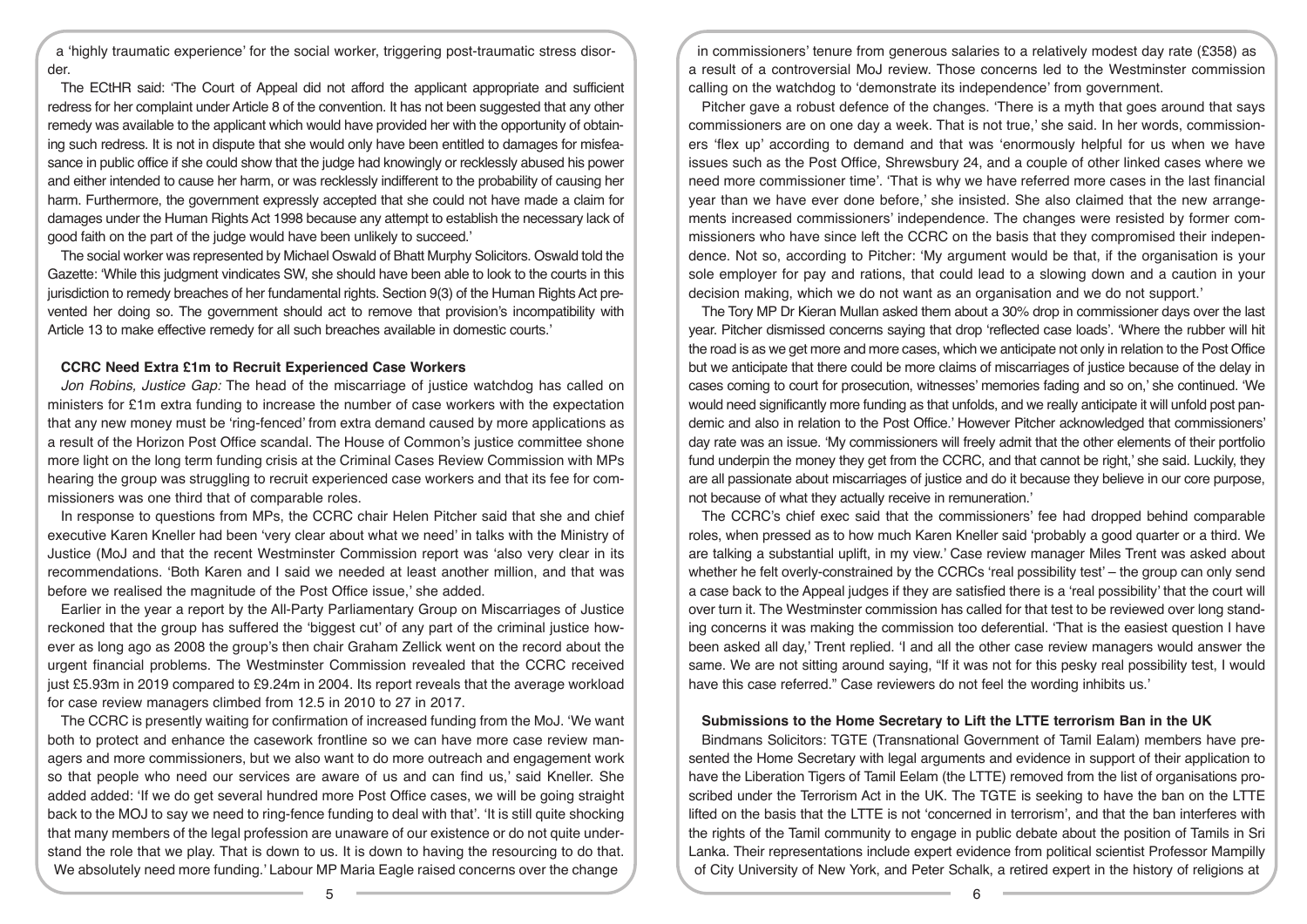a 'highly traumatic experience' for the social worker, triggering post-traumatic stress disorder.

The ECtHR said: 'The Court of Appeal did not afford the applicant appropriate and sufficient redress for her complaint under Article 8 of the convention. It has not been suggested that any other remedy was available to the applicant which would have provided her with the opportunity of obtaining such redress. It is not in dispute that she would only have been entitled to damages for misfeasance in public office if she could show that the judge had knowingly or recklessly abused his power and either intended to cause her harm, or was recklessly indifferent to the probability of causing her harm. Furthermore, the government expressly accepted that she could not have made a claim for damages under the Human Rights Act 1998 because any attempt to establish the necessary lack of good faith on the part of the judge would have been unlikely to succeed.'

The social worker was represented by Michael Oswald of Bhatt Murphy Solicitors. Oswald told the Gazette: 'While this judgment vindicates SW, she should have been able to look to the courts in this jurisdiction to remedy breaches of her fundamental rights. Section 9(3) of the Human Rights Act prevented her doing so. The government should act to remove that provision's incompatibility with Article 13 to make effective remedy for all such breaches available in domestic courts.'

### CCRC Need Extra £1m to Recruit Experienced Case Workers

*Jon Robins, Justice Gap:* The head of the miscarriage of justice watchdog has called on ministers for £1m extra funding to increase the number of case workers with the expectation that any new money must be 'ring-fenced' from extra demand caused by more applications as a result of the Horizon Post Office scandal. The House of Common's justice committee shone more light on the long term funding crisis at the Criminal Cases Review Commission with MPs hearing the group was struggling to recruit experienced case workers and that its fee for commissioners was one third that of comparable roles.

In response to questions from MPs, the CCRC chair Helen Pitcher said that she and chief executive Karen Kneller had been 'very clear about what we need' in talks with the Ministry of Justice (MoJ and that the recent Westminster Commission report was 'also very clear in its recommendations. 'Both Karen and I said we needed at least another million, and that was before we realised the magnitude of the Post Office issue,' she added.

Earlier in the year a report by the All-Party Parliamentary Group on Miscarriages of Justice reckoned that the group has suffered the 'biggest cut' of any part of the criminal justice however as long ago as 2008 the group's then chair Graham Zellick went on the record about the urgent financial problems. The Westminster Commission revealed that the CCRC received just £5.93m in 2019 compared to £9.24m in 2004. Its report reveals that the average workload for case review managers climbed from 12.5 in 2010 to 27 in 2017.

The CCRC is presently waiting for confirmation of increased funding from the MoJ. 'We want both to protect and enhance the casework frontline so we can have more case review managers and more commissioners, but we also want to do more outreach and engagement work so that people who need our services are aware of us and can find us,' said Kneller. She added added: 'If we do get several hundred more Post Office cases, we will be going straight back to the MOJ to say we need to ring-fence funding to deal with that'. 'It is still quite shocking that many members of the legal profession are unaware of our existence or do not quite understand the role that we play. That is down to us. It is down to having the resourcing to do that. We absolutely need more funding.' Labour MP Maria Eagle raised concerns over the change in commissioners' tenure from generous salaries to a relatively modest day rate (£358) as a result of a controversial MoJ review. Those concerns led to the Westminster commission calling on the watchdog to 'demonstrate its independence' from government.

Pitcher gave a robust defence of the changes. 'There is a myth that goes around that says commissioners are on one day a week. That is not true,' she said. In her words, commissioners 'flex up' according to demand and that was 'enormously helpful for us when we have issues such as the Post Office, Shrewsbury 24, and a couple of other linked cases where we need more commissioner time'. 'That is why we have referred more cases in the last financial year than we have ever done before,' she insisted. She also claimed that the new arrangements increased commissioners' independence. The changes were resisted by former commissioners who have since left the CCRC on the basis that they compromised their independence. Not so, according to Pitcher: 'My argument would be that, if the organisation is your sole employer for pay and rations, that could lead to a slowing down and a caution in your decision making, which we do not want as an organisation and we do not support.'

The Tory MP Dr Kieran Mullan asked them about a 30% drop in commissioner days over the last year. Pitcher dismissed concerns saying that drop 'reflected case loads'. 'Where the rubber will hit the road is as we get more and more cases, which we anticipate not only in relation to the Post Office but we anticipate that there could be more claims of miscarriages of justice because of the delay in cases coming to court for prosecution, witnesses' memories fading and so on,' she continued. 'We would need significantly more funding as that unfolds, and we really anticipate it will unfold post pandemic and also in relation to the Post Office.' However Pitcher acknowledged that commissioners' day rate was an issue. 'My commissioners will freely admit that the other elements of their portfolio fund underpin the money they get from the CCRC, and that cannot be right,' she said. Luckily, they are all passionate about miscarriages of justice and do it because they believe in our core purpose, not because of what they actually receive in remuneration.'

The CCRC's chief exec said that the commissioners' fee had dropped behind comparable roles, when pressed as to how much Karen Kneller said 'probably a good quarter or a third. We are talking a substantial uplift, in my view.' Case review manager Miles Trent was asked about whether he felt overly-constrained by the CCRCs 'real possibility test' – the group can only send a case back to the Appeal judges if they are satisfied there is a 'real possibility' that the court will over turn it. The Westminster commission has called for that test to be reviewed over long standing concerns it was making the commission too deferential. 'That is the easiest question I have been asked all day,' Trent replied. 'I and all the other case review managers would answer the same. We are not sitting around saying, "If it was not for this pesky real possibility test, I would have this case referred." Case reviewers do not feel the wording inhibits us.'

### Submissions to the Home Secretary to Lift the LTTE terrorism Ban in the UK

Bindmans Solicitors: TGTE (Transnational Government of Tamil Ealam) members have presented the Home Secretary with legal arguments and evidence in support of their application to have the Liberation Tigers of Tamil Eelam (the LTTE) removed from the list of organisations proscribed under the Terrorism Act in the UK. The TGTE is seeking to have the ban on the LTTE lifted on the basis that the LTTE is not 'concerned in terrorism', and that the ban interferes with the rights of the Tamil community to engage in public debate about the position of Tamils in Sri Lanka. Their representations include expert evidence from political scientist Professor Mampilly of City University of New York, and Peter Schalk, a retired expert in the history of religions at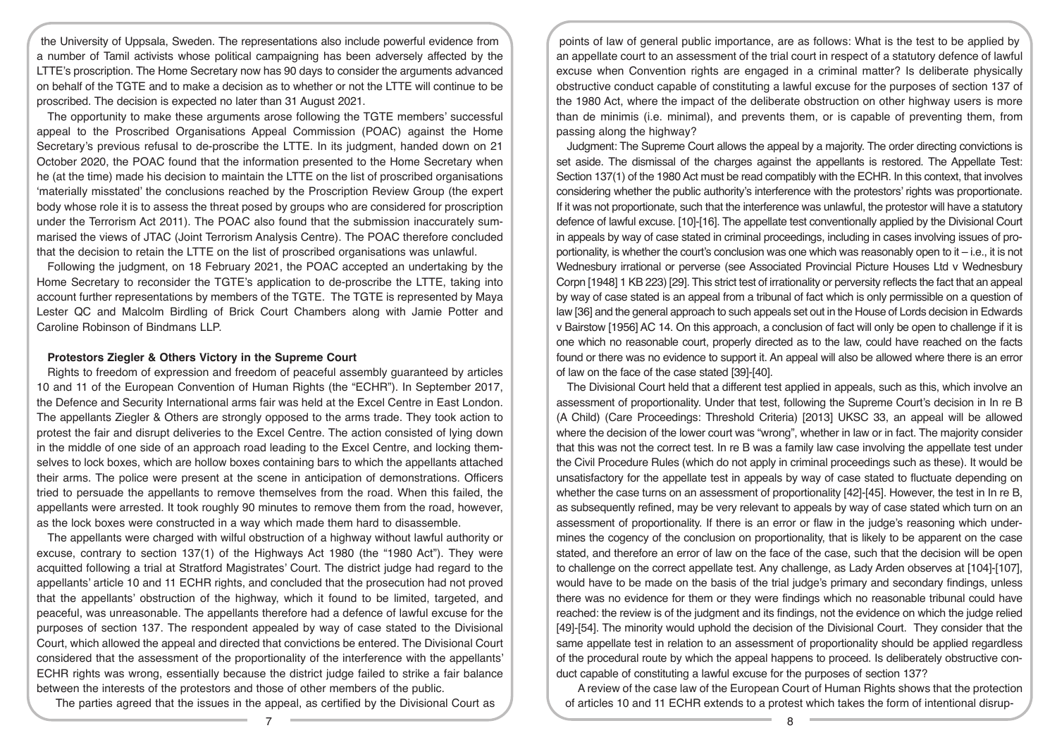the University of Uppsala, Sweden. The representations also include powerful evidence from a number of Tamil activists whose political campaigning has been adversely affected by the LTTE's proscription. The Home Secretary now has 90 days to consider the arguments advanced on behalf of the TGTE and to make a decision as to whether or not the LTTE will continue to be proscribed. The decision is expected no later than 31 August 2021.

The opportunity to make these arguments arose following the TGTE members' successful appeal to the Proscribed Organisations Appeal Commission (POAC) against the Home Secretary's previous refusal to de-proscribe the LTTE. In its judgment, handed down on 21 October 2020, the POAC found that the information presented to the Home Secretary when he (at the time) made his decision to maintain the LTTE on the list of proscribed organisations 'materially misstated' the conclusions reached by the Proscription Review Group (the expert body whose role it is to assess the threat posed by groups who are considered for proscription under the Terrorism Act 2011). The POAC also found that the submission inaccurately summarised the views of JTAC (Joint Terrorism Analysis Centre). The POAC therefore concluded that the decision to retain the LTTE on the list of proscribed organisations was unlawful.

Following the judgment, on 18 February 2021, the POAC accepted an undertaking by the Home Secretary to reconsider the TGTE's application to de-proscribe the LTTE, taking into account further representations by members of the TGTE. The TGTE is represented by Maya Lester QC and Malcolm Birdling of Brick Court Chambers along with Jamie Potter and Caroline Robinson of Bindmans LLP.

## Protestors Ziegler & Others Victory in the Supreme Court

Rights to freedom of expression and freedom of peaceful assembly guaranteed by articles 10 and 11 of the European Convention of Human Rights (the "ECHR"). In September 2017, the Defence and Security International arms fair was held at the Excel Centre in East London. The appellants Ziegler & Others are strongly opposed to the arms trade. They took action to protest the fair and disrupt deliveries to the Excel Centre. The action consisted of lying down in the middle of one side of an approach road leading to the Excel Centre, and locking themselves to lock boxes, which are hollow boxes containing bars to which the appellants attached their arms. The police were present at the scene in anticipation of demonstrations. Officers tried to persuade the appellants to remove themselves from the road. When this failed, the appellants were arrested. It took roughly 90 minutes to remove them from the road, however, as the lock boxes were constructed in a way which made them hard to disassemble.

The appellants were charged with wilful obstruction of a highway without lawful authority or excuse, contrary to section 137(1) of the Highways Act 1980 (the "1980 Act"). They were acquitted following a trial at Stratford Magistrates' Court. The district judge had regard to the appellants' article 10 and 11 ECHR rights, and concluded that the prosecution had not proved that the appellants' obstruction of the highway, which it found to be limited, targeted, and peaceful, was unreasonable. The appellants therefore had a defence of lawful excuse for the purposes of section 137. The respondent appealed by way of case stated to the Divisional Court, which allowed the appeal and directed that convictions be entered. The Divisional Court considered that the assessment of the proportionality of the interference with the appellants' ECHR rights was wrong, essentially because the district judge failed to strike a fair balance between the interests of the protestors and those of other members of the public.

The parties agreed that the issues in the appeal, as certified by the Divisional Court as points of law of general public importance, are as follows: What is the test to be applied by an appellate court to an assessment of the trial court in respect of a statutory defence of lawful excuse when Convention rights are engaged in a criminal matter? Is deliberate physically obstructive conduct capable of constituting a lawful excuse for the purposes of section 137 of the 1980 Act, where the impact of the deliberate obstruction on other highway users is more than de minimis (i.e. minimal), and prevents them, or is capable of preventing them, from passing along the highway?

Judgment: The Supreme Court allows the appeal by a majority. The order directing convictions is set aside. The dismissal of the charges against the appellants is restored. The Appellate Test: Section 137(1) of the 1980 Act must be read compatibly with the ECHR. In this context, that involves considering whether the public authority's interference with the protestors' rights was proportionate. If it was not proportionate, such that the interference was unlawful, the protestor will have a statutory defence of lawful excuse. [10]-[16]. The appellate test conventionally applied by the Divisional Court in appeals by way of case stated in criminal proceedings, including in cases involving issues of proportionality, is whether the court's conclusion was one which was reasonably open to it – i.e., it is not Wednesbury irrational or perverse (see Associated Provincial Picture Houses Ltd v Wednesbury Corpn [1948] 1 KB 223) [29]. This strict test of irrationality or perversity reflects the fact that an appeal by way of case stated is an appeal from a tribunal of fact which is only permissible on a question of law [36] and the general approach to such appeals set out in the House of Lords decision in Edwards v Bairstow [1956] AC 14. On this approach, a conclusion of fact will only be open to challenge if it is one which no reasonable court, properly directed as to the law, could have reached on the facts found or there was no evidence to support it. An appeal will also be allowed where there is an error of law on the face of the case stated [39]-[40].

The Divisional Court held that a different test applied in appeals, such as this, which involve an assessment of proportionality. Under that test, following the Supreme Court's decision in In re B (A Child) (Care Proceedings: Threshold Criteria) [2013] UKSC 33, an appeal will be allowed where the decision of the lower court was "wrong", whether in law or in fact. The majority consider that this was not the correct test. In re B was a family law case involving the appellate test under the Civil Procedure Rules (which do not apply in criminal proceedings such as these). It would be unsatisfactory for the appellate test in appeals by way of case stated to fluctuate depending on whether the case turns on an assessment of proportionality [42]-[45]. However, the test in In re B, as subsequently refined, may be very relevant to appeals by way of case stated which turn on an assessment of proportionality. If there is an error or flaw in the judge's reasoning which undermines the cogency of the conclusion on proportionality, that is likely to be apparent on the case stated, and therefore an error of law on the face of the case, such that the decision will be open to challenge on the correct appellate test. Any challenge, as Lady Arden observes at [104]-[107], would have to be made on the basis of the trial judge's primary and secondary findings, unless there was no evidence for them or they were findings which no reasonable tribunal could have reached: the review is of the judgment and its findings, not the evidence on which the judge relied [49]-[54]. The minority would uphold the decision of the Divisional Court. They consider that the same appellate test in relation to an assessment of proportionality should be applied regardless of the procedural route by which the appeal happens to proceed. Is deliberately obstructive conduct capable of constituting a lawful excuse for the purposes of section 137?

A review of the case law of the European Court of Human Rights shows that the protection of articles 10 and 11 ECHR extends to a protest which takes the form of intentional disrup-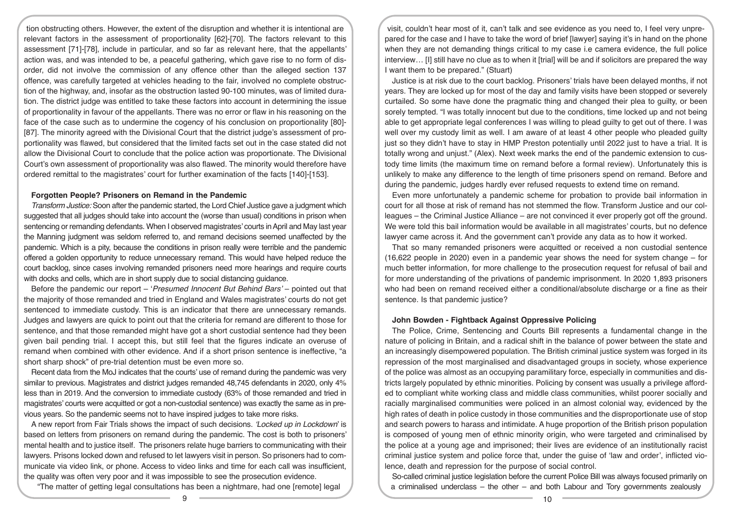tion obstructing others. However, the extent of the disruption and whether it is intentional are relevant factors in the assessment of proportionality [62]-[70]. The factors relevant to this assessment [71]-[78], include in particular, and so far as relevant here, that the appellants' action was, and was intended to be, a peaceful gathering, which gave rise to no form of disorder, did not involve the commission of any offence other than the alleged section 137 offence, was carefully targeted at vehicles heading to the fair, involved no complete obstruction of the highway, and, insofar as the obstruction lasted 90-100 minutes, was of limited duration. The district judge was entitled to take these factors into account in determining the issue of proportionality in favour of the appellants. There was no error or flaw in his reasoning on the face of the case such as to undermine the cogency of his conclusion on proportionality [80]-[87]. The minority agreed with the Divisional Court that the district judge's assessment of proportionality was flawed, but considered that the limited facts set out in the case stated did not allow the Divisional Court to conclude that the police action was proportionate. The Divisional Court's own assessment of proportionality was also flawed. The minority would therefore have ordered remittal to the magistrates' court for further examination of the facts [140]-[153].

**Forgotten People? Prisoners on Remand in the Pandemic**

*Transform Justice:* Soon after the pandemic started, the Lord Chief Justice gave a judgment which suggested that all judges should take into account the (worse than usual) conditions in prison when sentencing or remanding defendants. When I observed magistrates' courts in April and May last year the Manning judgment was seldom referred to, and remand decisions seemed unaffected by the pandemic. Which is a pity, because the conditions in prison really were terrible and the pandemic offered a golden opportunity to reduce unnecessary remand. This would have helped reduce the court backlog, since cases involving remanded prisoners need more hearings and require courts with docks and cells, which are in short supply due to social distancing guidance.

Before the pandemic our report – '*Presumed Innocent But Behind Bars*' – pointed out that the majority of those remanded and tried in England and Wales magistrates' courts do not get sentenced to immediate custody. This is an indicator that there are unnecessary remands. Judges and lawyers are quick to point out that the criteria for remand are different to those for sentence, and that those remanded might have got a short custodial sentence had they been given bail pending trial. I accept this, but still feel that the figures indicate an overuse of remand when combined with other evidence. And if a short prison sentence is ineffective, "a short sharp shock" of pre-trial detention must be even more so.

Recent data from the MoJ indicates that the courts' use of remand during the pandemic was very similar to previous. Magistrates and district judges remanded 48,745 defendants in 2020, only 4% less than in 2019. And the conversion to immediate custody (63% of those remanded and tried in magistrates' courts were acquitted or got a non-custodial sentence) was exactly the same as in previous years. So the pandemic seems not to have inspired judges to take more risks.

A new report from Fair Trials shows the impact of such decisions. *'Locked up in Lockdown'* is based on letters from prisoners on remand during the pandemic. The cost is both to prisoners' mental health and to justice itself. The prisoners relate huge barriers to communicating with their lawyers. Prisons locked down and refused to let lawyers visit in person. So prisoners had to communicate via video link, or phone. Access to video links and time for each call was insufficient, the quality was often very poor and it was impossible to see the prosecution evidence.

"The matter of getting legal consultations has been a nightmare, had one [remote] legal visit, couldn't hear most of it, can't talk and see evidence as you need to, I feel very unprepared for the case and I have to take the word of brief [lawyer] saying it's in hand on the phone when they are not demanding things critical to my case i.e camera evidence, the full police interview… [I] still have no clue as to when it [trial] will be and if solicitors are prepared the way I want them to be prepared." (Stuart)

Justice is at risk due to the court backlog. Prisoners' trials have been delayed months, if not years. They are locked up for most of the day and family visits have been stopped or severely curtailed. So some have done the pragmatic thing and changed their plea to guilty, or been sorely tempted. "I was totally innocent but due to the conditions, time locked up and not being able to get appropriate legal conferences I was willing to plead guilty to get out of there. I was well over my custody limit as well. I am aware of at least 4 other people who pleaded guilty just so they didn't have to stay in HMP Preston potentially until 2022 just to have a trial. It is totally wrong and unjust." (Alex). Next week marks the end of the pandemic extension to custody time limits (the maximum time on remand before a formal review). Unfortunately this is unlikely to make any difference to the length of time prisoners spend on remand. Before and during the pandemic, judges hardly ever refused requests to extend time on remand.

Even more unfortunately a pandemic scheme for probation to provide bail information in court for all those at risk of remand has not stemmed the flow. Transform Justice and our colleagues – the Criminal Justice Alliance – are not convinced it ever properly got off the ground. We were told this bail information would be available in all magistrates' courts, but no defence lawyer came across it. And the government can't provide any data as to how it worked.

That so many remanded prisoners were acquitted or received a non custodial sentence (16,622 people in 2020) even in a pandemic year shows the need for system change – for much better information, for more challenge to the prosecution request for refusal of bail and for more understanding of the privations of pandemic imprisonment. In 2020 1,893 prisoners who had been on remand received either a conditional/absolute discharge or a fine as their sentence. Is that pandemic justice?

**John Bowden - Fightback Against Oppressive Policing**

The Police, Crime, Sentencing and Courts Bill represents a fundamental change in the nature of policing in Britain, and a radical shift in the balance of power between the state and an increasingly disempowered population. The British criminal justice system was forged in its repression of the most marginalised and disadvantaged groups in society, whose experience of the police was almost as an occupying paramilitary force, especially in communities and districts largely populated by ethnic minorities. Policing by consent was usually a privilege afforded to compliant white working class and middle class communities, whilst poorer socially and racially marginalised communities were policed in an almost colonial way, evidenced by the high rates of death in police custody in those communities and the disproportionate use of stop and search powers to harass and intimidate. A huge proportion of the British prison population is composed of young men of ethnic minority origin, who were targeted and criminalised by the police at a young age and imprisoned; their lives are evidence of an institutionally racist criminal justice system and police force that, under the guise of 'law and order', inflicted violence, death and repression for the purpose of social control.

So-called criminal justice legislation before the current Police Bill was always focused primarily on a criminalised underclass – the other – and both Labour and Tory governments zealously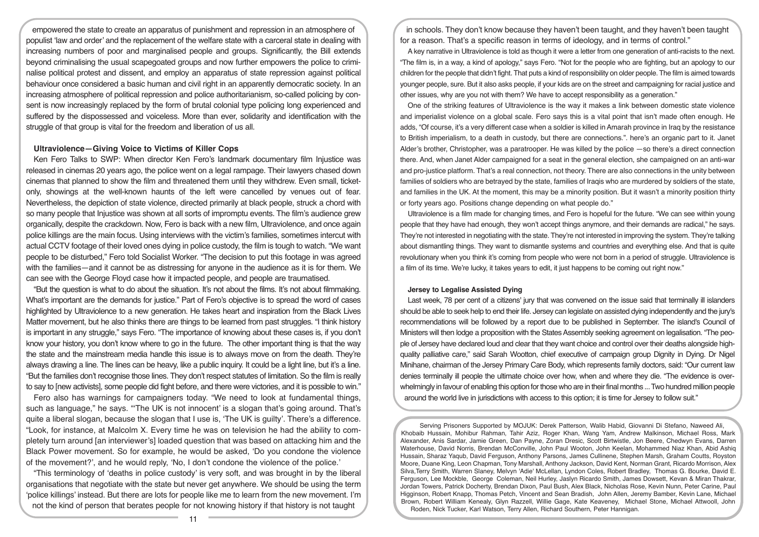empowered the state to create an apparatus of punishment and repression in an atmosphere of populist 'law and order' and the replacement of the welfare state with a carceral state in dealing with increasing numbers of poor and marginalised people and groups. Significantly, the Bill extends beyond criminalising the usual scapegoated groups and now further empowers the police to criminalise political protest and dissent, and employ an apparatus of state repression against political behaviour once considered a basic human and civil right in an apparently democratic society. In an increasing atmosphere of political repression and police authoritarianism, so-called policing by consent is now increasingly replaced by the form of brutal colonial type policing long experienced and suffered by the dispossessed and voiceless. More than ever, solidarity and identification with the struggle of that group is vital for the freedom and liberation of us all.

### Ultraviolence—Giving Voice to Victims of Killer Cops

Ken Fero Talks to SWP: When director Ken Fero's landmark documentary film Injustice was released in cinemas 20 years ago, the police went on a legal rampage. Their lawyers chased down cinemas that planned to show the film and threatened them until they withdrew. Even small, ticket-only, showings at the well-known haunts of the left were cancelled by venues out of fear. Nevertheless, the depiction of state violence, directed primarily at black people, struck a chord with so many people that Injustice was shown at all sorts of impromptu events. The film's audience grew organically, despite the crackdown. Now, Fero is back with a new film, Ultraviolence, and once again police killings are the main focus. Using interviews with the victim's families, sometimes intercut with actual CCTV footage of their loved ones dying in police custody, the film is tough to watch. "We want people to be disturbed," Fero told Socialist Worker. "The decision to put this footage in was agreed with the families—and it cannot be as distressing for anyone in the audience as it is for them. We can see with the George Floyd case how it impacted people, and people are traumatised.

"But the question is what to do about the situation. It's not about the films. It's not about filmmaking. What's important are the demands for justice." Part of Fero's objective is to spread the word of cases highlighted by Ultraviolence to a new generation. He takes heart and inspiration from the Black Lives Matter movement, but he also thinks there are things to be learned from past struggles. "I think history is important in any struggle," says Fero. "The importance of knowing about these cases is, if you don't know your history, you don't know where to go in the future. The other important thing is that the way the state and the mainstream media handle this issue is to always move on from the death. They're always drawing a line. The lines can be heavy, like a public inquiry. It could be a light line, but it's a line. "But the families don't recognise those lines. They don't respect statutes of limitation. So the film is really to say to [new activists], some people did fight before, and there were victories, and it is possible to win."

Fero also has warnings for campaigners today. "We need to look at fundamental things, such as language," he says. "'The UK is not innocent' is a slogan that's going around. That's quite a liberal slogan, because the slogan that I use is, 'The UK is guilty'. There's a difference. "Look, for instance, at Malcolm X. Every time he was on television he had the ability to completely turn around [an interviewer's] loaded question that was based on attacking him and the Black Power movement. So for example, he would be asked, 'Do you condone the violence of the movement?', and he would reply, 'No, I don't condone the violence of the police.'

"This terminology of 'deaths in police custody' is very soft, and was brought in by the liberal organisations that negotiate with the state but never get anywhere. We should be using the term 'police killings' instead. But there are lots for people like me to learn from the new movement. I'm not the kind of person that berates people for not knowing history if that history is not taught in schools. They don't know because they haven't been taught, and they haven't been taught for a reason. That's a specific reason in terms of ideology, and in terms of control."

A key narrative in Ultraviolence is told as though it were a letter from one generation of anti-racists to the next. "The film is, in a way, a kind of apology," says Fero. "Not for the people who are fighting, but an apology to our children for the people that didn't fight. That puts a kind of responsibility on older people. The film is aimed towards younger people, sure. But it also asks people, if your kids are on the street and campaigning for racial justice and other issues, why are you not with them? We have to accept responsibility as a generation."

One of the striking features of Ultraviolence is the way it makes a link between domestic state violence and imperialist violence on a global scale. Fero says this is a vital point that isn't made often enough. He adds, "Of course, it's a very different case when a soldier is killed in Amarah province in Iraq by the resistance to British imperialism, to a death in custody, but there are connections.". here's an organic part to it. Janet Alder's brother, Christopher, was a paratrooper. He was killed by the police —so there's a direct connection there. And, when Janet Alder campaigned for a seat in the general election, she campaigned on an anti-war and pro-justice platform. That's a real connection, not theory. There are also connections in the unity between families of soldiers who are betrayed by the state, families of Iraqis who are murdered by soldiers of the state, and families in the UK. At the moment, this may be a minority position. But it wasn't a minority position thirty or forty years ago. Positions change depending on what people do."

Ultraviolence is a film made for changing times, and Fero is hopeful for the future. "We can see within young people that they have had enough, they won't accept things anymore, and their demands are radical," he says. They're not interested in negotiating with the state. They're not interested in improving the system. They're talking about dismantling things. They want to dismantle systems and countries and everything else. And that is quite revolutionary when you think it's coming from people who were not born in a period of struggle. Ultraviolence is a film of its time. We're lucky, it takes years to edit, it just happens to be coming out right now."

### Jersey to Legalise Assisted Dying

Last week, 78 per cent of a citizens' jury that was convened on the issue said that terminally ill islanders should be able to seek help to end their life. Jersey can legislate on assisted dying independently and the jury's recommendations will be followed by a report due to be published in September. The island's Council of Ministers will then lodge a proposition with the States Assembly seeking agreement on legalisation. "The people of Jersey have declared loud and clear that they want choice and control over their deaths alongside high-quality palliative care," said Sarah Wootton, chief executive of campaign group Dignity in Dying. Dr Nigel Minihane, chairman of the Jersey Primary Care Body, which represents family doctors, said: "Our current law denies terminally ill people the ultimate choice over how, when and where they die. "The evidence is overwhelmingly in favour of enabling this option for those who are in their final months ... Two hundred million people around the world live in jurisdictions with access to this option; it is time for Jersey to follow suit."

Serving Prisoners Supported by MOJUK: Derek Patterson, Walib Habid, Giovanni Di Stefano, Naweed Ali, Khobaib Hussain, Mohibur Rahman, Tahir Aziz, Roger Khan, Wang Yam, Andrew Malkinson, Michael Ross, Mark Alexander, Anis Sardar, Jamie Green, Dan Payne, Zoran Dresic, Scott Birtwistle, Jon Beere, Chedwyn Evans, Darren Waterhouse, David Norris, Brendan McConville, John Paul Wooton, John Keelan, Mohammed Niaz Khan, Abid Ashiq Hussain, Sharaz Yaqub, David Ferguson, Anthony Parsons, James Cullinene, Stephen Marsh, Graham Coutts, Royston Moore, Duane King, Leon Chapman, Tony Marshall, Anthony Jackson, David Kent, Norman Grant, Ricardo Morrison, Alex Silva,Terry Smith, Warren Slaney, Melvyn 'Adie' McLellan, Lyndon Coles, Robert Bradley, Thomas G. Bourke, David E. Ferguson, Lee Mockble, George Coleman, Neil Hurley, Jaslyn Ricardo Smith, James Dowsett, Kevan & Miran Thakrar, Jordan Towers, Patrick Docherty, Brendan Dixon, Paul Bush, Alex Black, Nicholas Rose, Kevin Nunn, Peter Carine, Paul Higginson, Robert Knapp, Thomas Petch, Vincent and Sean Bradish, John Allen, Jeremy Bamber, Kevin Lane, Michael Brown, Robert William Kenealy, Glyn Razzell, Willie Gage, Kate Keaveney, Michael Stone, Michael Attwooll, John Roden, Nick Tucker, Karl Watson, Terry Allen, Richard Southern, Peter Hannigan.